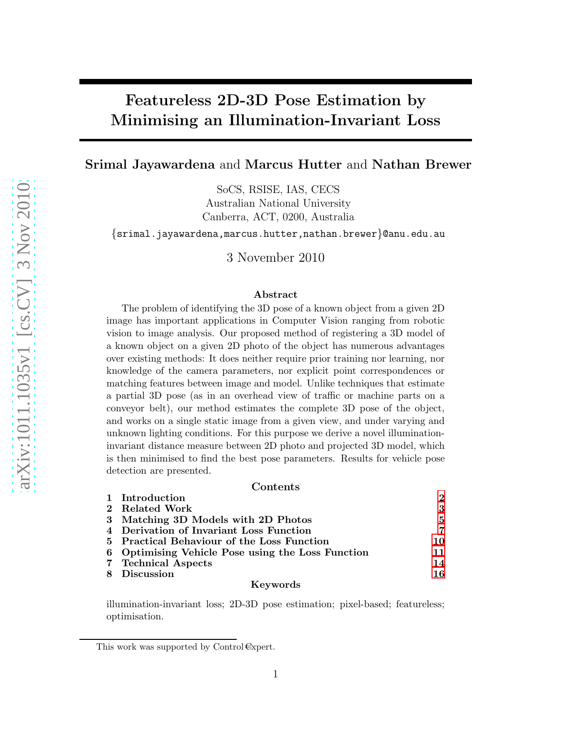# Featureless 2D-3D Pose Estimation by Minimising an Illumination-Invariant Loss

**Srimal Jayawardena** and **Marcus Hutter** and **Nathan Brewer**

SoCS, RSISE, IAS, CECS
Australian National University
Canberra, ACT, 0200, Australia

{srimal.jayawardena,marcus.hutter,nathan.brewer}@anu.edu.au

3 November 2010

### Abstract

The problem of identifying the 3D pose of a known object from a given 2D image has important applications in Computer Vision ranging from robotic vision to image analysis. Our proposed method of registering a 3D model of a known object on a given 2D photo of the object has numerous advantages over existing methods: It does neither require prior training nor learning, nor knowledge of the camera parameters, nor explicit point correspondences or matching features between image and model. Unlike techniques that estimate a partial 3D pose (as in an overhead view of traffic or machine parts on a conveyor belt), our method estimates the complete 3D pose of the object, and works on a single static image from a given view, and under varying and unknown lighting conditions. For this purpose we derive a novel illumination-invariant distance measure between 2D photo and projected 3D model, which is then minimised to find the best pose parameters. Results for vehicle pose detection are presented.

### Contents

| | | |
|---|---|---|
| 1 | **Introduction** | 2 |
| 2 | **Related Work** | 3 |
| 3 | **Matching 3D Models with 2D Photos** | 5 |
| 4 | **Derivation of Invariant Loss Function** | 7 |
| 5 | **Practical Behaviour of the Loss Function** | 10 |
| 6 | **Optimising Vehicle Pose using the Loss Function** | 11 |
| 7 | **Technical Aspects** | 14 |
| 8 | **Discussion** | 16 |

### Keywords

illumination-invariant loss; 2D-3D pose estimation; pixel-based; featureless; optimisation.

This work was supported by Control€xpert.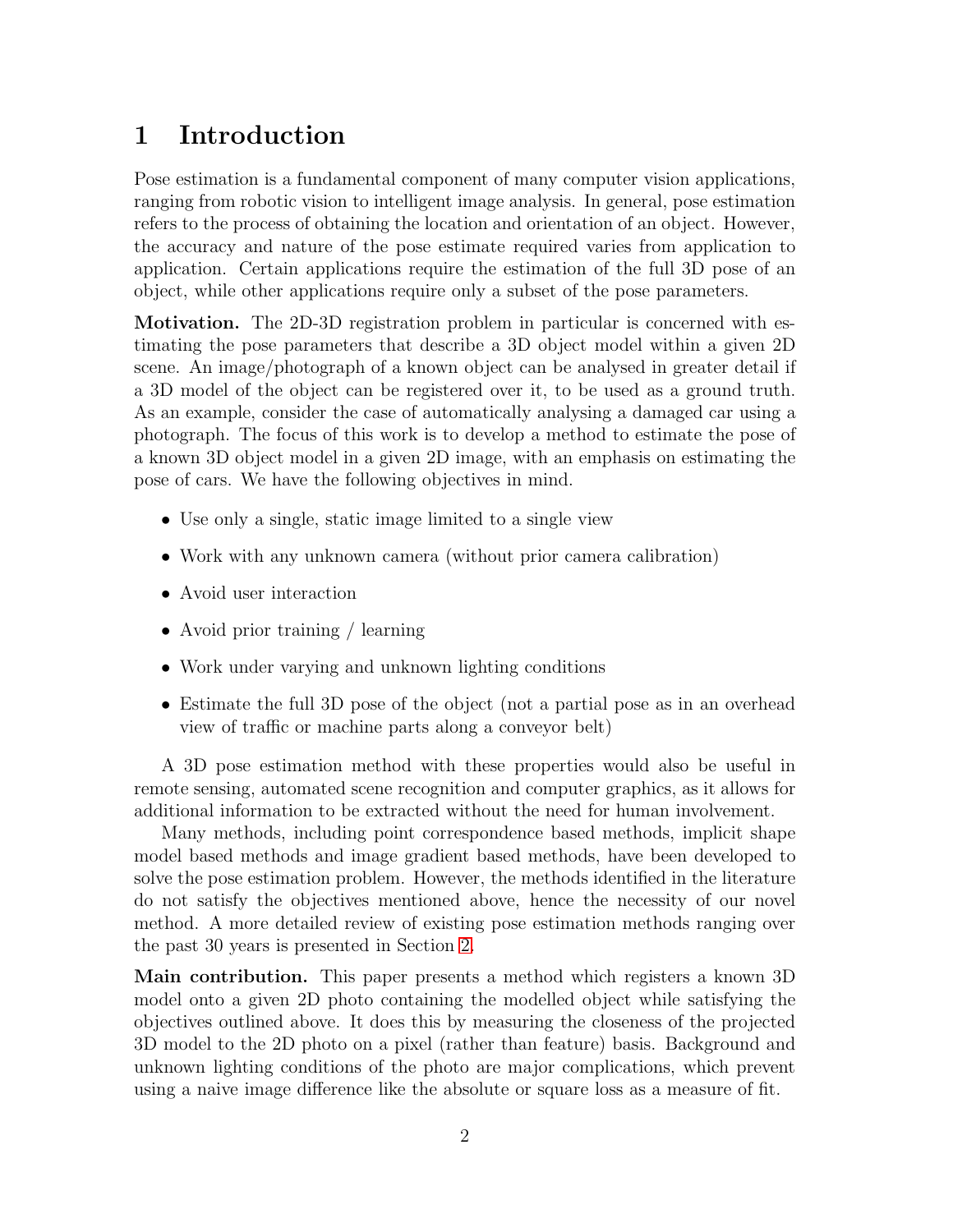# 1 Introduction

Pose estimation is a fundamental component of many computer vision applications, ranging from robotic vision to intelligent image analysis. In general, pose estimation refers to the process of obtaining the location and orientation of an object. However, the accuracy and nature of the pose estimate required varies from application to application. Certain applications require the estimation of the full 3D pose of an object, while other applications require only a subset of the pose parameters.

**Motivation.** The 2D-3D registration problem in particular is concerned with estimating the pose parameters that describe a 3D object model within a given 2D scene. An image/photograph of a known object can be analysed in greater detail if a 3D model of the object can be registered over it, to be used as a ground truth. As an example, consider the case of automatically analysing a damaged car using a photograph. The focus of this work is to develop a method to estimate the pose of a known 3D object model in a given 2D image, with an emphasis on estimating the pose of cars. We have the following objectives in mind.

- Use only a single, static image limited to a single view
- Work with any unknown camera (without prior camera calibration)
- Avoid user interaction
- Avoid prior training / learning
- Work under varying and unknown lighting conditions
- Estimate the full 3D pose of the object (not a partial pose as in an overhead view of traffic or machine parts along a conveyor belt)

A 3D pose estimation method with these properties would also be useful in remote sensing, automated scene recognition and computer graphics, as it allows for additional information to be extracted without the need for human involvement.

Many methods, including point correspondence based methods, implicit shape model based methods and image gradient based methods, have been developed to solve the pose estimation problem. However, the methods identified in the literature do not satisfy the objectives mentioned above, hence the necessity of our novel method. A more detailed review of existing pose estimation methods ranging over the past 30 years is presented in Section 2.

**Main contribution.** This paper presents a method which registers a known 3D model onto a given 2D photo containing the modelled object while satisfying the objectives outlined above. It does this by measuring the closeness of the projected 3D model to the 2D photo on a pixel (rather than feature) basis. Background and unknown lighting conditions of the photo are major complications, which prevent using a naive image difference like the absolute or square loss as a measure of fit.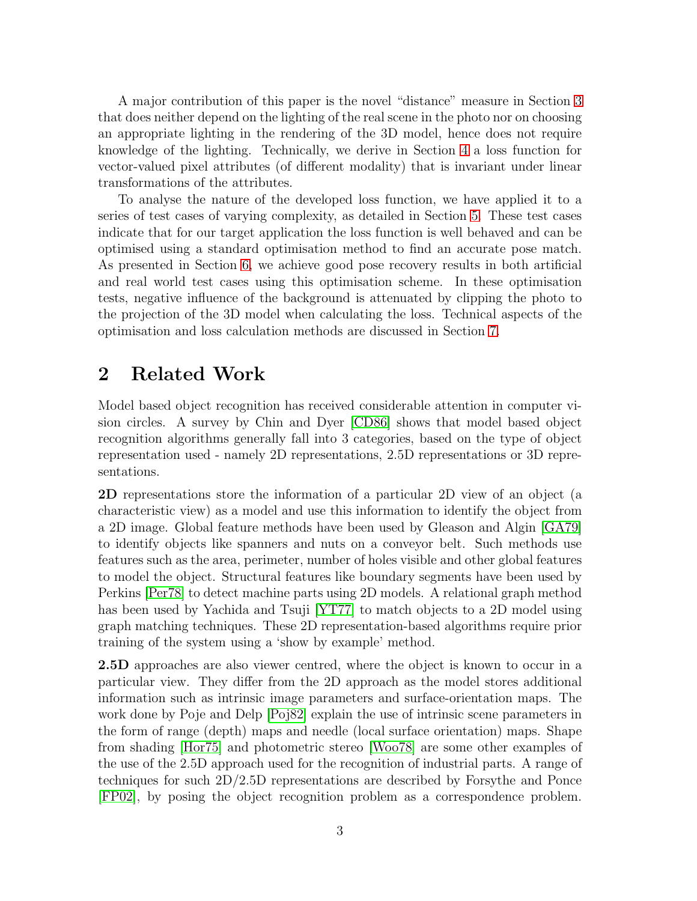A major contribution of this paper is the novel "distance" measure in Section 3 that does neither depend on the lighting of the real scene in the photo nor on choosing an appropriate lighting in the rendering of the 3D model, hence does not require knowledge of the lighting. Technically, we derive in Section 4 a loss function for vector-valued pixel attributes (of different modality) that is invariant under linear transformations of the attributes.

To analyse the nature of the developed loss function, we have applied it to a series of test cases of varying complexity, as detailed in Section 5. These test cases indicate that for our target application the loss function is well behaved and can be optimised using a standard optimisation method to find an accurate pose match. As presented in Section 6, we achieve good pose recovery results in both artificial and real world test cases using this optimisation scheme. In these optimisation tests, negative influence of the background is attenuated by clipping the photo to the projection of the 3D model when calculating the loss. Technical aspects of the optimisation and loss calculation methods are discussed in Section 7.

# 2 Related Work

Model based object recognition has received considerable attention in computer vision circles. A survey by Chin and Dyer [CD86] shows that model based object recognition algorithms generally fall into 3 categories, based on the type of object representation used - namely 2D representations, 2.5D representations or 3D representations.

**2D** representations store the information of a particular 2D view of an object (a characteristic view) as a model and use this information to identify the object from a 2D image. Global feature methods have been used by Gleason and Algin [GA79] to identify objects like spanners and nuts on a conveyor belt. Such methods use features such as the area, perimeter, number of holes visible and other global features to model the object. Structural features like boundary segments have been used by Perkins [Per78] to detect machine parts using 2D models. A relational graph method has been used by Yachida and Tsuji [YT77] to match objects to a 2D model using graph matching techniques. These 2D representation-based algorithms require prior training of the system using a 'show by example' method.

**2.5D** approaches are also viewer centred, where the object is known to occur in a particular view. They differ from the 2D approach as the model stores additional information such as intrinsic image parameters and surface-orientation maps. The work done by Poje and Delp [Poj82] explain the use of intrinsic scene parameters in the form of range (depth) maps and needle (local surface orientation) maps. Shape from shading [Hor75] and photometric stereo [Woo78] are some other examples of the use of the 2.5D approach used for the recognition of industrial parts. A range of techniques for such 2D/2.5D representations are described by Forsythe and Ponce [FP02], by posing the object recognition problem as a correspondence problem.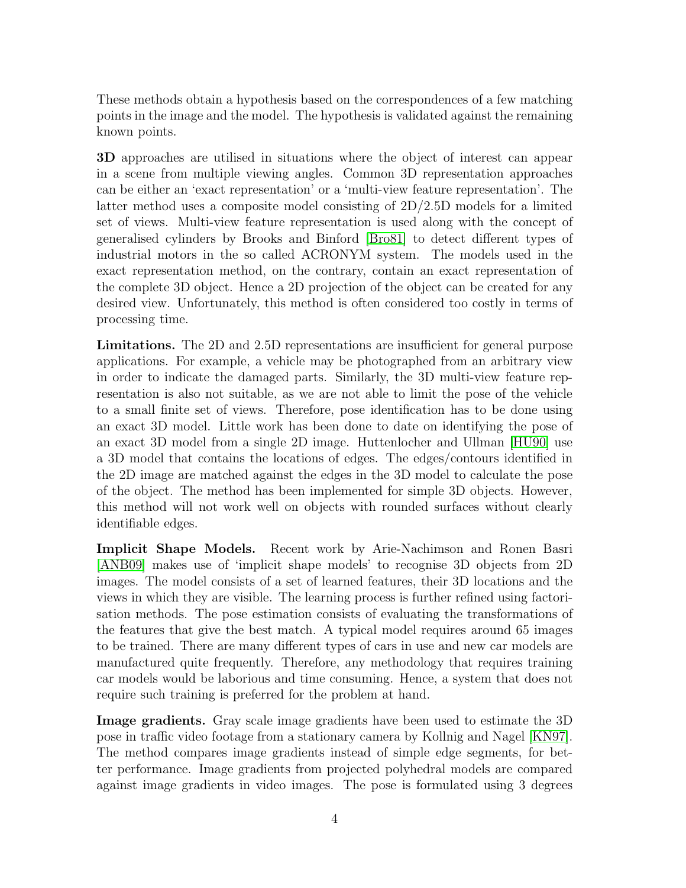These methods obtain a hypothesis based on the correspondences of a few matching points in the image and the model. The hypothesis is validated against the remaining known points.

**3D** approaches are utilised in situations where the object of interest can appear in a scene from multiple viewing angles. Common 3D representation approaches can be either an 'exact representation' or a 'multi-view feature representation'. The latter method uses a composite model consisting of 2D/2.5D models for a limited set of views. Multi-view feature representation is used along with the concept of generalised cylinders by Brooks and Binford [Bro81] to detect different types of industrial motors in the so called ACRONYM system. The models used in the exact representation method, on the contrary, contain an exact representation of the complete 3D object. Hence a 2D projection of the object can be created for any desired view. Unfortunately, this method is often considered too costly in terms of processing time.

**Limitations.** The 2D and 2.5D representations are insufficient for general purpose applications. For example, a vehicle may be photographed from an arbitrary view in order to indicate the damaged parts. Similarly, the 3D multi-view feature representation is also not suitable, as we are not able to limit the pose of the vehicle to a small finite set of views. Therefore, pose identification has to be done using an exact 3D model. Little work has been done to date on identifying the pose of an exact 3D model from a single 2D image. Huttenlocher and Ullman [HU90] use a 3D model that contains the locations of edges. The edges/contours identified in the 2D image are matched against the edges in the 3D model to calculate the pose of the object. The method has been implemented for simple 3D objects. However, this method will not work well on objects with rounded surfaces without clearly identifiable edges.

**Implicit Shape Models.** Recent work by Arie-Nachimson and Ronen Basri [ANB09] makes use of 'implicit shape models' to recognise 3D objects from 2D images. The model consists of a set of learned features, their 3D locations and the views in which they are visible. The learning process is further refined using factorisation methods. The pose estimation consists of evaluating the transformations of the features that give the best match. A typical model requires around 65 images to be trained. There are many different types of cars in use and new car models are manufactured quite frequently. Therefore, any methodology that requires training car models would be laborious and time consuming. Hence, a system that does not require such training is preferred for the problem at hand.

**Image gradients.** Gray scale image gradients have been used to estimate the 3D pose in traffic video footage from a stationary camera by Kollnig and Nagel [KN97]. The method compares image gradients instead of simple edge segments, for better performance. Image gradients from projected polyhedral models are compared against image gradients in video images. The pose is formulated using 3 degrees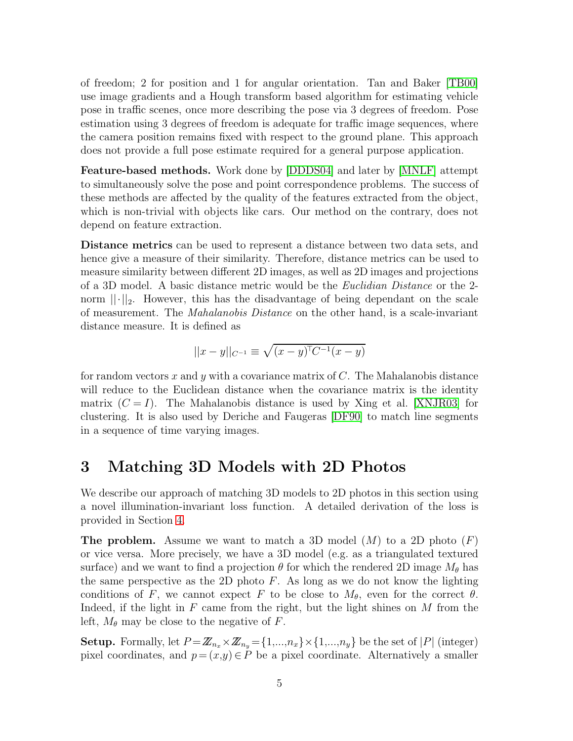of freedom; 2 for position and 1 for angular orientation. Tan and Baker [TB00] use image gradients and a Hough transform based algorithm for estimating vehicle pose in traffic scenes, once more describing the pose via 3 degrees of freedom. Pose estimation using 3 degrees of freedom is adequate for traffic image sequences, where the camera position remains fixed with respect to the ground plane. This approach does not provide a full pose estimate required for a general purpose application.

**Feature-based methods.** Work done by [DDDS04] and later by [MNLF] attempt to simultaneously solve the pose and point correspondence problems. The success of these methods are affected by the quality of the features extracted from the object, which is non-trivial with objects like cars. Our method on the contrary, does not depend on feature extraction.

**Distance metrics** can be used to represent a distance between two data sets, and hence give a measure of their similarity. Therefore, distance metrics can be used to measure similarity between different 2D images, as well as 2D images and projections of a 3D model. A basic distance metric would be the *Euclidian Distance* or the 2-norm $||\cdot||_2$. However, this has the disadvantage of being dependant on the scale of measurement. The *Mahalanobis Distance* on the other hand, is a scale-invariant distance measure. It is defined as

$$||x-y||_{C^{-1}} \equiv \sqrt{(x-y)^\top C^{-1}(x-y)}$$

for random vectors $x$ and $y$ with a covariance matrix of $C$. The Mahalanobis distance will reduce to the Euclidean distance when the covariance matrix is the identity matrix ($C = I$). The Mahalanobis distance is used by Xing et al. [XNJR03] for clustering. It is also used by Deriche and Faugeras [DF90] to match line segments in a sequence of time varying images.

# 3 Matching 3D Models with 2D Photos

We describe our approach of matching 3D models to 2D photos in this section using a novel illumination-invariant loss function. A detailed derivation of the loss is provided in Section 4.

**The problem.** Assume we want to match a 3D model ($M$) to a 2D photo ($F$) or vice versa. More precisely, we have a 3D model (e.g. as a triangulated textured surface) and we want to find a projection $\theta$ for which the rendered 2D image $M_\theta$ has the same perspective as the 2D photo $F$. As long as we do not know the lighting conditions of $F$, we cannot expect $F$ to be close to $M_\theta$, even for the correct $\theta$. Indeed, if the light in $F$ came from the right, but the light shines on $M$ from the left, $M_\theta$ may be close to the negative of $F$.

**Setup.** Formally, let $P = \mathbb{Z}_{n_x} \times \mathbb{Z}_{n_y} = \{1,...,n_x\} \times \{1,...,n_y\}$ be the set of $|P|$ (integer) pixel coordinates, and $p = (x,y) \in P$ be a pixel coordinate. Alternatively a smaller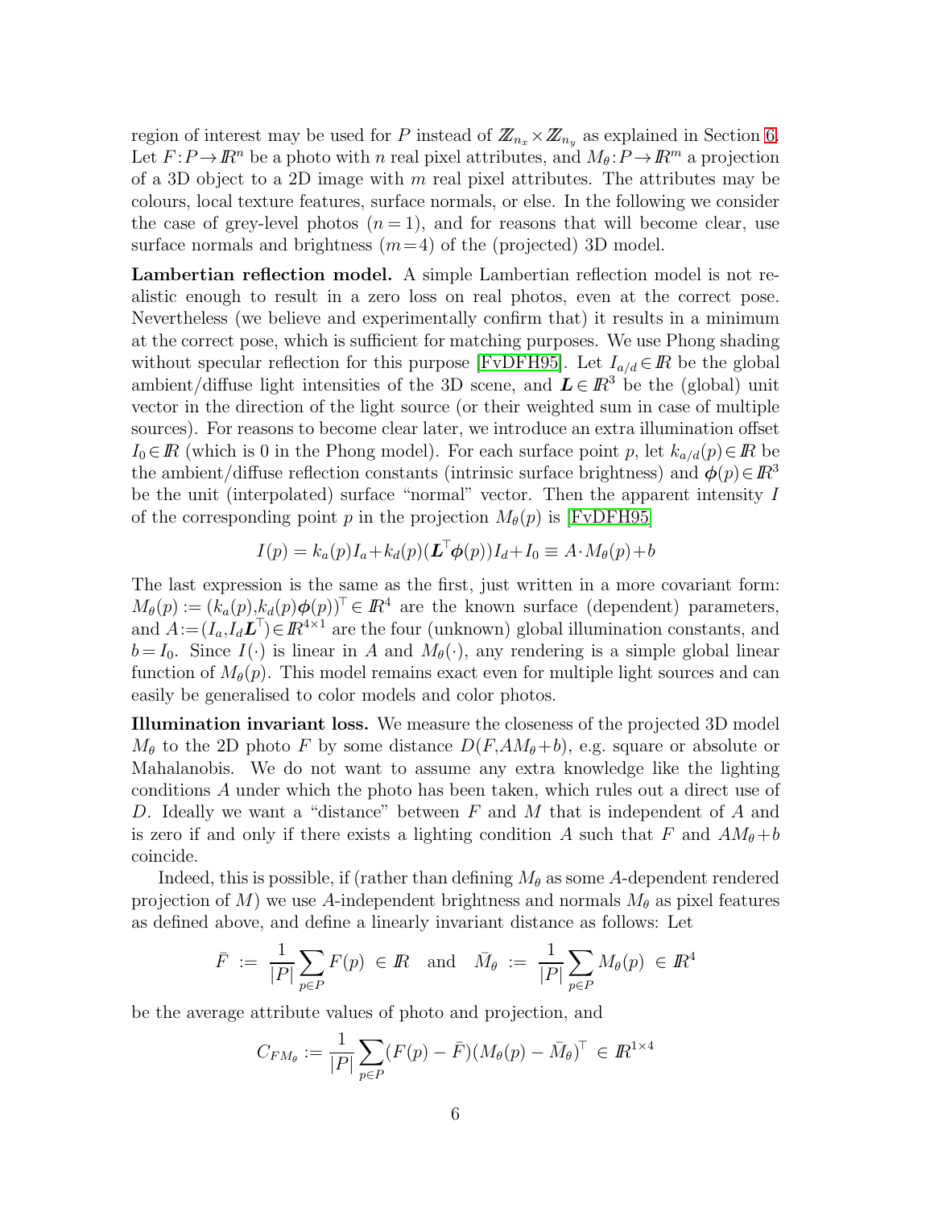region of interest may be used for $P$ instead of $\mathbb{Z}_{n_x} \times \mathbb{Z}_{n_y}$ as explained in Section 6. Let $F : P \to \mathbb{R}^n$ be a photo with $n$ real pixel attributes, and $M_\theta : P \to \mathbb{R}^m$ a projection of a 3D object to a 2D image with $m$ real pixel attributes. The attributes may be colours, local texture features, surface normals, or else. In the following we consider the case of grey-level photos ($n = 1$), and for reasons that will become clear, use surface normals and brightness ($m = 4$) of the (projected) 3D model.

**Lambertian reflection model.** A simple Lambertian reflection model is not realistic enough to result in a zero loss on real photos, even at the correct pose. Nevertheless (we believe and experimentally confirm that) it results in a minimum at the correct pose, which is sufficient for matching purposes. We use Phong shading without specular reflection for this purpose [FvDFH95]. Let $I_{a/d} \in \mathbb{R}$ be the global ambient/diffuse light intensities of the 3D scene, and $\boldsymbol{L} \in \mathbb{R}^3$ be the (global) unit vector in the direction of the light source (or their weighted sum in case of multiple sources). For reasons to become clear later, we introduce an extra illumination offset $I_0 \in \mathbb{R}$ (which is 0 in the Phong model). For each surface point $p$, let $k_{a/d}(p) \in \mathbb{R}$ be the ambient/diffuse reflection constants (intrinsic surface brightness) and $\boldsymbol{\phi}(p) \in \mathbb{R}^3$ be the unit (interpolated) surface "normal" vector. Then the apparent intensity $I$ of the corresponding point $p$ in the projection $M_\theta(p)$ is [FvDFH95]

$$I(p) = k_a(p) I_a + k_d(p)(\boldsymbol{L}^\top \boldsymbol{\phi}(p)) I_d + I_0 \equiv A \cdot M_\theta(p) + b$$

The last expression is the same as the first, just written in a more covariant form: $M_\theta(p) := (k_a(p), k_d(p)\boldsymbol{\phi}(p))^\top \in \mathbb{R}^4$ are the known surface (dependent) parameters, and $A := (I_a, I_d \boldsymbol{L}^\top) \in \mathbb{R}^{4\times 1}$ are the four (unknown) global illumination constants, and $b = I_0$. Since $I(\cdot)$ is linear in $A$ and $M_\theta(\cdot)$, any rendering is a simple global linear function of $M_\theta(p)$. This model remains exact even for multiple light sources and can easily be generalised to color models and color photos.

**Illumination invariant loss.** We measure the closeness of the projected 3D model $M_\theta$ to the 2D photo $F$ by some distance $D(F, AM_\theta + b)$, e.g. square or absolute or Mahalanobis. We do not want to assume any extra knowledge like the lighting conditions $A$ under which the photo has been taken, which rules out a direct use of $D$. Ideally we want a "distance" between $F$ and $M$ that is independent of $A$ and is zero if and only if there exists a lighting condition $A$ such that $F$ and $AM_\theta + b$ coincide.

Indeed, this is possible, if (rather than defining $M_\theta$ as some $A$-dependent rendered projection of $M$) we use $A$-independent brightness and normals $M_\theta$ as pixel features as defined above, and define a linearly invariant distance as follows: Let

$$\bar{F} \;:=\; \frac{1}{|P|} \sum_{p \in P} F(p) \;\in \mathbb{R} \quad \text{and} \quad \bar{M}_\theta \;:=\; \frac{1}{|P|} \sum_{p \in P} M_\theta(p) \;\in \mathbb{R}^4$$

be the average attribute values of photo and projection, and

$$C_{FM_\theta} := \frac{1}{|P|} \sum_{p \in P} (F(p) - \bar{F})(M_\theta(p) - \bar{M}_\theta)^\top \;\in \mathbb{R}^{1\times 4}$$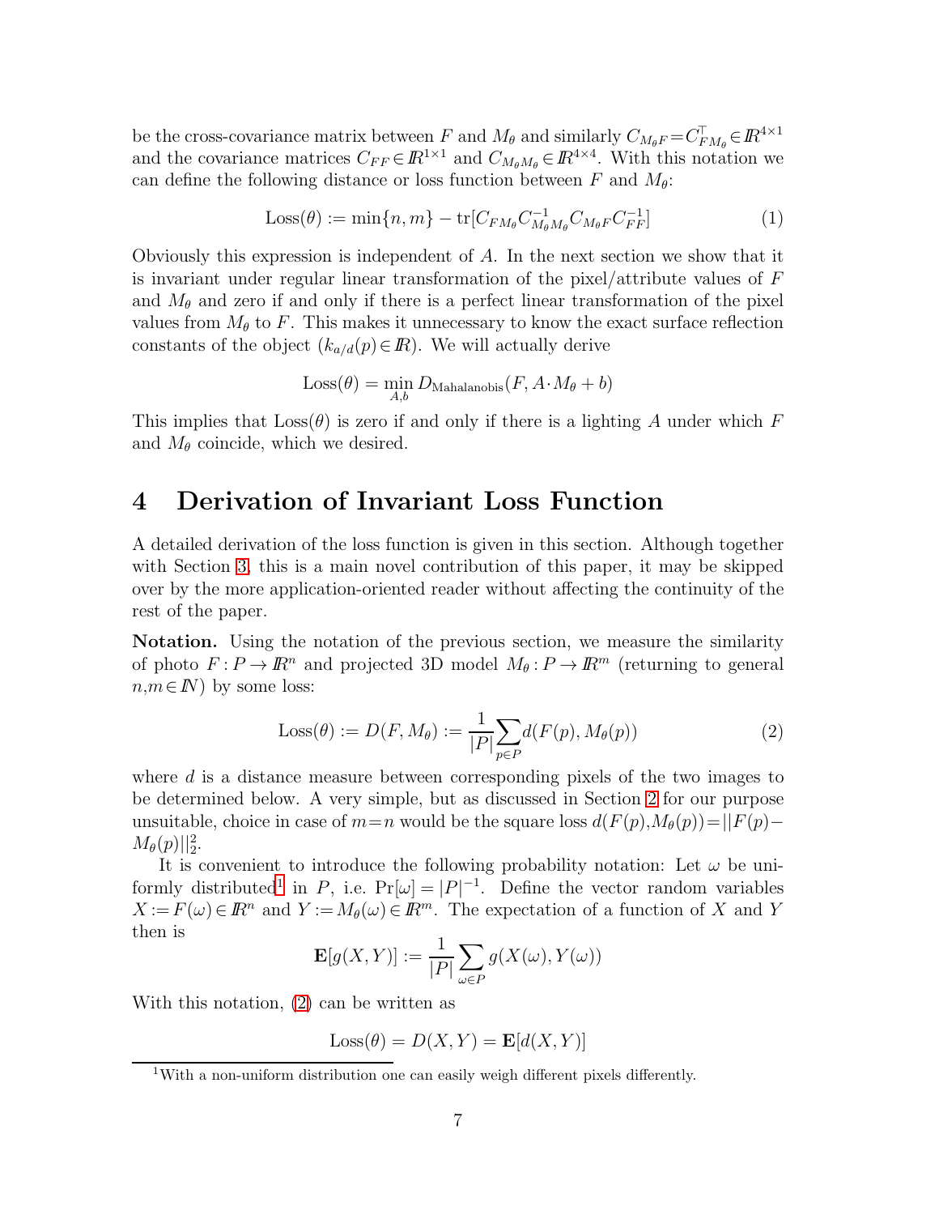be the cross-covariance matrix between $F$ and $M_\theta$ and similarly $C_{M_\theta F} = C_{FM_\theta}^\top \in \mathbb{R}^{4\times 1}$ and the covariance matrices $C_{FF} \in \mathbb{R}^{1\times 1}$ and $C_{M_\theta M_\theta} \in \mathbb{R}^{4\times 4}$. With this notation we can define the following distance or loss function between $F$ and $M_\theta$:

$$\text{Loss}(\theta) := \min\{n, m\} - \text{tr}[C_{FM_\theta} C_{M_\theta M_\theta}^{-1} C_{M_\theta F} C_{FF}^{-1}] \tag{1}$$

Obviously this expression is independent of $A$. In the next section we show that it is invariant under regular linear transformation of the pixel/attribute values of $F$ and $M_\theta$ and zero if and only if there is a perfect linear transformation of the pixel values from $M_\theta$ to $F$. This makes it unnecessary to know the exact surface reflection constants of the object ($k_{a/d}(p) \in \mathbb{R}$). We will actually derive

$$\text{Loss}(\theta) = \min_{A,b} D_{\text{Mahalanobis}}(F, A \cdot M_\theta + b)$$

This implies that $\text{Loss}(\theta)$ is zero if and only if there is a lighting $A$ under which $F$ and $M_\theta$ coincide, which we desired.

# 4 Derivation of Invariant Loss Function

A detailed derivation of the loss function is given in this section. Although together with Section 3, this is a main novel contribution of this paper, it may be skipped over by the more application-oriented reader without affecting the continuity of the rest of the paper.

**Notation.** Using the notation of the previous section, we measure the similarity of photo $F : P \to \mathbb{R}^n$ and projected 3D model $M_\theta : P \to \mathbb{R}^m$ (returning to general $n, m \in \mathbb{N}$) by some loss:

$$\text{Loss}(\theta) := D(F, M_\theta) := \frac{1}{|P|} \sum_{p\in P} d(F(p), M_\theta(p)) \tag{2}$$

where $d$ is a distance measure between corresponding pixels of the two images to be determined below. A very simple, but as discussed in Section 2 for our purpose unsuitable, choice in case of $m = n$ would be the square loss $d(F(p), M_\theta(p)) = ||F(p) - M_\theta(p)||_2^2$.

It is convenient to introduce the following probability notation: Let $\omega$ be uniformly distributed[1] in $P$, i.e. $\Pr[\omega] = |P|^{-1}$. Define the vector random variables $X := F(\omega) \in \mathbb{R}^n$ and $Y := M_\theta(\omega) \in \mathbb{R}^m$. The expectation of a function of $X$ and $Y$ then is

$$\mathbf{E}[g(X, Y)] := \frac{1}{|P|} \sum_{\omega\in P} g(X(\omega), Y(\omega))$$

With this notation, (2) can be written as

$$\text{Loss}(\theta) = D(X, Y) = \mathbf{E}[d(X, Y)]$$

[1] With a non-uniform distribution one can easily weigh different pixels differently.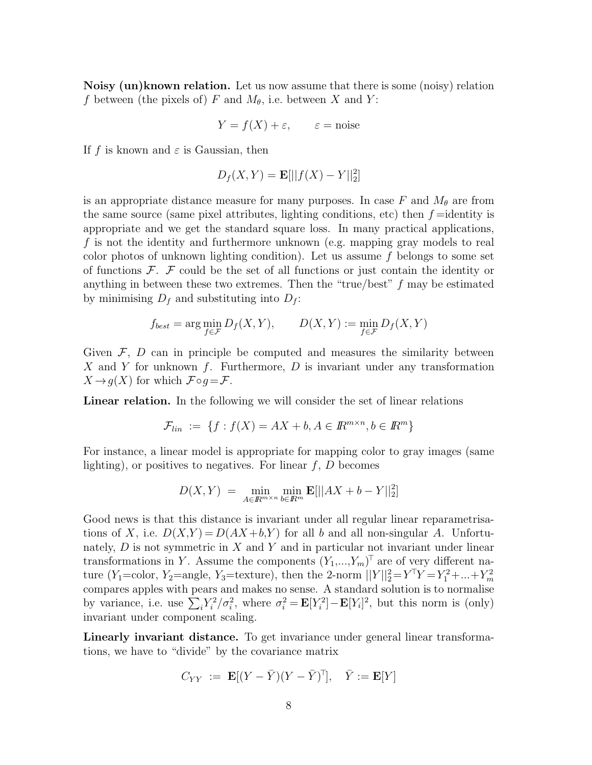**Noisy (un)known relation.** Let us now assume that there is some (noisy) relation $f$ between (the pixels of) $F$ and $M_\theta$, i.e. between $X$ and $Y$:

$$Y = f(X) + \varepsilon, \qquad \varepsilon = \text{noise}$$

If $f$ is known and $\varepsilon$ is Gaussian, then

$$D_f(X,Y) = \mathbf{E}[||f(X) - Y||_2^2]$$

is an appropriate distance measure for many purposes. In case $F$ and $M_\theta$ are from the same source (same pixel attributes, lighting conditions, etc) then $f$=identity is appropriate and we get the standard square loss. In many practical applications, $f$ is not the identity and furthermore unknown (e.g. mapping gray models to real color photos of unknown lighting condition). Let us assume $f$ belongs to some set of functions $\mathcal{F}$. $\mathcal{F}$ could be the set of all functions or just contain the identity or anything in between these two extremes. Then the "true/best" $f$ may be estimated by minimising $D_f$ and substituting into $D_f$:

$$f_{best} = \arg\min_{f\in\mathcal{F}} D_f(X,Y), \qquad D(X,Y) := \min_{f\in\mathcal{F}} D_f(X,Y)$$

Given $\mathcal{F}$, $D$ can in principle be computed and measures the similarity between $X$ and $Y$ for unknown $f$. Furthermore, $D$ is invariant under any transformation $X \to g(X)$ for which $\mathcal{F}\circ g = \mathcal{F}$.

**Linear relation.** In the following we will consider the set of linear relations

$$\mathcal{F}_{lin} \;:=\; \{f : f(X) = AX + b, A \in I\!R^{m\times n}, b \in I\!R^m\}$$

For instance, a linear model is appropriate for mapping color to gray images (same lighting), or positives to negatives. For linear $f$, $D$ becomes

$$D(X,Y) \;=\; \min_{A\in I\!R^{m\times n}} \min_{b\in I\!R^m} \mathbf{E}[||AX + b - Y||_2^2]$$

Good news is that this distance is invariant under all regular linear reparametrisations of $X$, i.e. $D(X,Y) = D(AX+b,Y)$ for all $b$ and all non-singular $A$. Unfortunately, $D$ is not symmetric in $X$ and $Y$ and in particular not invariant under linear transformations in $Y$. Assume the components $(Y_1,...,Y_m)^\top$ are of very different nature ($Y_1$=color, $Y_2$=angle, $Y_3$=texture), then the 2-norm $||Y||_2^2 = Y^\top Y = Y_1^2 + ... + Y_m^2$ compares apples with pears and makes no sense. A standard solution is to normalise by variance, i.e. use $\sum_i Y_i^2/\sigma_i^2$, where $\sigma_i^2 = \mathbf{E}[Y_i^2] - \mathbf{E}[Y_i]^2$, but this norm is (only) invariant under component scaling.

**Linearly invariant distance.** To get invariance under general linear transformations, we have to "divide" by the covariance matrix

$$C_{YY} \;:=\; \mathbf{E}[(Y - \bar{Y})(Y - \bar{Y})^\top], \quad \bar{Y} := \mathbf{E}[Y]$$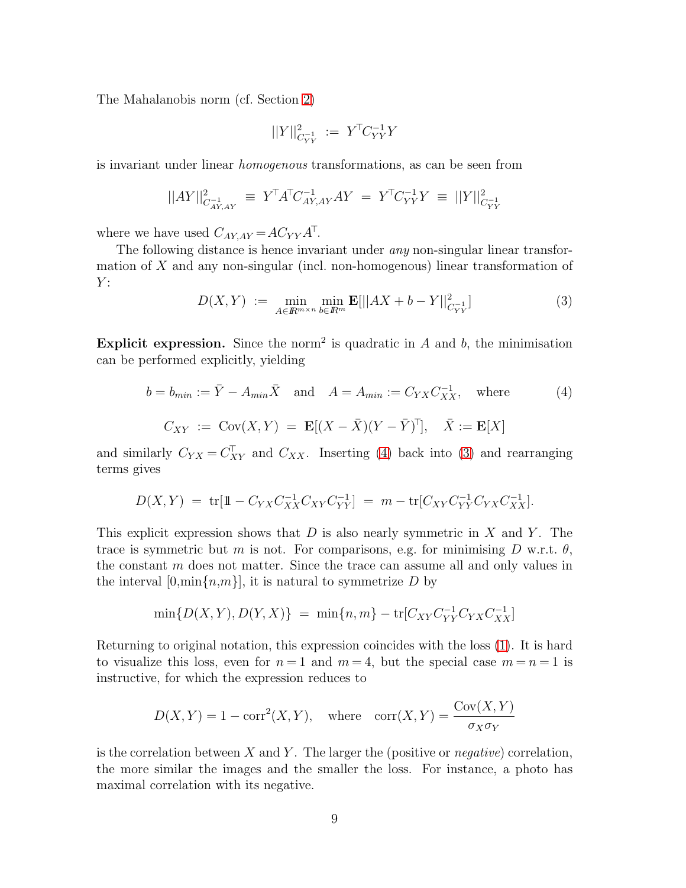The Mahalanobis norm (cf. Section 2)

$$||Y||^2_{C^{-1}_{YY}} \;:=\; Y^\top C^{-1}_{YY} Y$$

is invariant under linear *homogenous* transformations, as can be seen from

$$||AY||^2_{C^{-1}_{AY,AY}} \;\equiv\; Y^\top A^\top C^{-1}_{AY,AY} AY \;=\; Y^\top C^{-1}_{YY} Y \;\equiv\; ||Y||^2_{C^{-1}_{YY}}$$

where we have used $C_{AY,AY} = AC_{YY}A^\top$.

The following distance is hence invariant under *any* non-singular linear transformation of $X$ and any non-singular (incl. non-homogenous) linear transformation of $Y$:

$$D(X,Y) \;:=\; \min_{A\in I\!R^{m\times n}} \min_{b\in I\!R^m} \mathbf{E}[||AX+b-Y||^2_{C^{-1}_{YY}}] \tag{3}$$

**Explicit expression.** Since the norm² is quadratic in $A$ and $b$, the minimisation can be performed explicitly, yielding

$$b = b_{min} := \bar{Y} - A_{min}\bar{X} \quad\text{and}\quad A = A_{min} := C_{YX}C^{-1}_{XX}, \quad\text{where} \tag{4}$$

$$C_{XY} \;:=\; \text{Cov}(X,Y) \;=\; \mathbf{E}[(X-\bar{X})(Y-\bar{Y})^\top], \quad \bar{X} := \mathbf{E}[X]$$

and similarly $C_{YX} = C^\top_{XY}$ and $C_{XX}$. Inserting (4) back into (3) and rearranging terms gives

$$D(X,Y) \;=\; \text{tr}[1\!\!1 - C_{YX}C^{-1}_{XX}C_{XY}C^{-1}_{YY}] \;=\; m - \text{tr}[C_{XY}C^{-1}_{YY}C_{YX}C^{-1}_{XX}].$$

This explicit expression shows that $D$ is also nearly symmetric in $X$ and $Y$. The trace is symmetric but $m$ is not. For comparisons, e.g. for minimising $D$ w.r.t. $\theta$, the constant $m$ does not matter. Since the trace can assume all and only values in the interval $[0,\min\{n,m\}]$, it is natural to symmetrize $D$ by

$$\min\{D(X,Y), D(Y,X)\} \;=\; \min\{n,m\} - \text{tr}[C_{XY}C^{-1}_{YY}C_{YX}C^{-1}_{XX}]$$

Returning to original notation, this expression coincides with the loss (1). It is hard to visualize this loss, even for $n=1$ and $m=4$, but the special case $m=n=1$ is instructive, for which the expression reduces to

$$D(X,Y) = 1 - \text{corr}^2(X,Y), \quad\text{where}\quad \text{corr}(X,Y) = \frac{\text{Cov}(X,Y)}{\sigma_X \sigma_Y}$$

is the correlation between $X$ and $Y$. The larger the (positive or *negative*) correlation, the more similar the images and the smaller the loss. For instance, a photo has maximal correlation with its negative.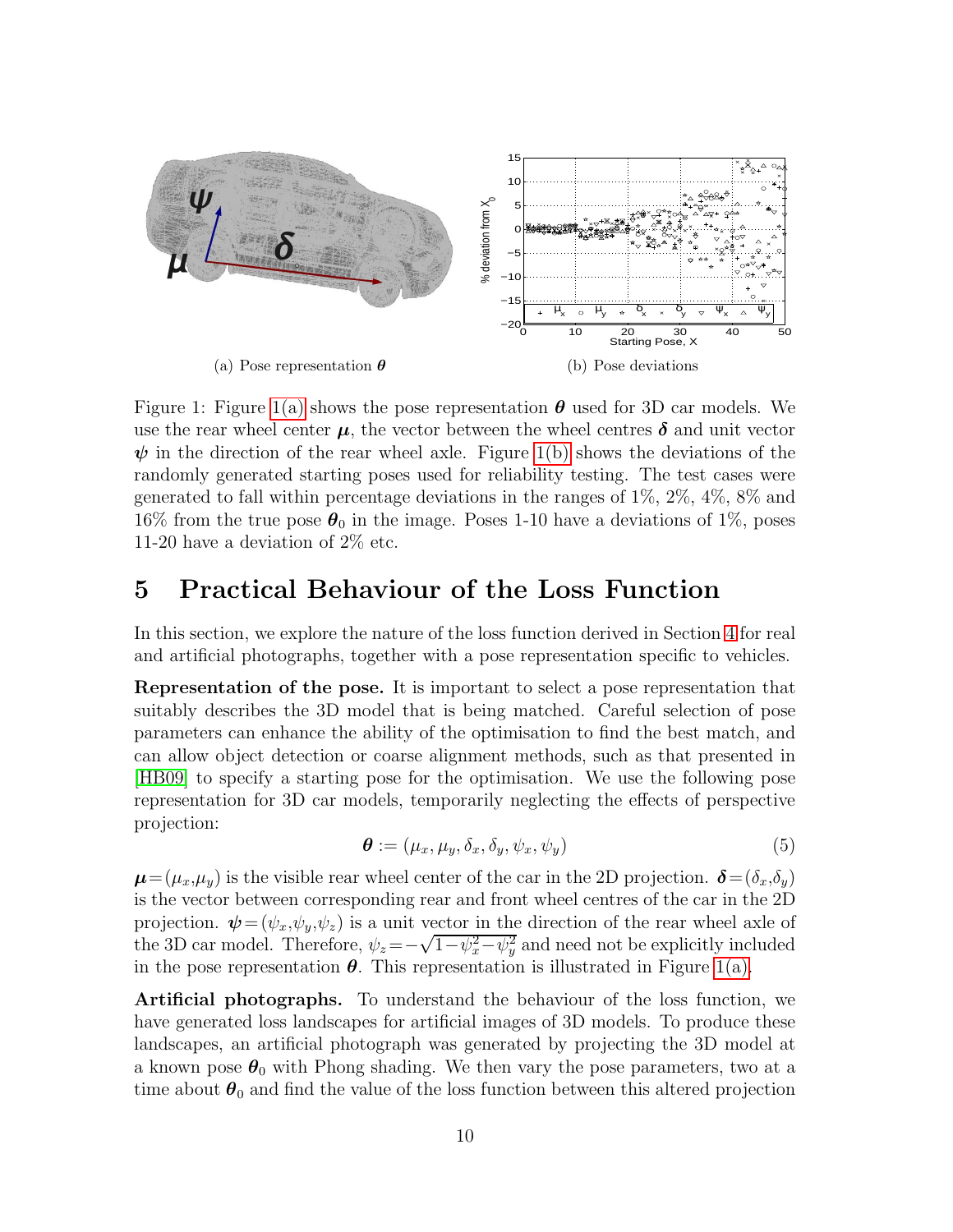(a) Pose representation $\boldsymbol{\theta}$

(b) Pose deviations

Figure 1: Figure 1(a) shows the pose representation $\boldsymbol{\theta}$ used for 3D car models. We use the rear wheel center $\boldsymbol{\mu}$, the vector between the wheel centres $\boldsymbol{\delta}$ and unit vector $\boldsymbol{\psi}$ in the direction of the rear wheel axle. Figure 1(b) shows the deviations of the randomly generated starting poses used for reliability testing. The test cases were generated to fall within percentage deviations in the ranges of 1%, 2%, 4%, 8% and 16% from the true pose $\boldsymbol{\theta}_0$ in the image. Poses 1-10 have a deviations of 1%, poses 11-20 have a deviation of 2% etc.

## 5 Practical Behaviour of the Loss Function

In this section, we explore the nature of the loss function derived in Section 4 for real and artificial photographs, together with a pose representation specific to vehicles.

**Representation of the pose.** It is important to select a pose representation that suitably describes the 3D model that is being matched. Careful selection of pose parameters can enhance the ability of the optimisation to find the best match, and can allow object detection or coarse alignment methods, such as that presented in [HB09] to specify a starting pose for the optimisation. We use the following pose representation for 3D car models, temporarily neglecting the effects of perspective projection:

$$\boldsymbol{\theta} := (\mu_x, \mu_y, \delta_x, \delta_y, \psi_x, \psi_y) \tag{5}$$

$\boldsymbol{\mu} = (\mu_x, \mu_y)$ is the visible rear wheel center of the car in the 2D projection. $\boldsymbol{\delta} = (\delta_x, \delta_y)$ is the vector between corresponding rear and front wheel centres of the car in the 2D projection. $\boldsymbol{\psi} = (\psi_x, \psi_y, \psi_z)$ is a unit vector in the direction of the rear wheel axle of the 3D car model. Therefore, $\psi_z = -\sqrt{1-\psi_x^2-\psi_y^2}$ and need not be explicitly included in the pose representation $\boldsymbol{\theta}$. This representation is illustrated in Figure 1(a).

**Artificial photographs.** To understand the behaviour of the loss function, we have generated loss landscapes for artificial images of 3D models. To produce these landscapes, an artificial photograph was generated by projecting the 3D model at a known pose $\boldsymbol{\theta}_0$ with Phong shading. We then vary the pose parameters, two at a time about $\boldsymbol{\theta}_0$ and find the value of the loss function between this altered projection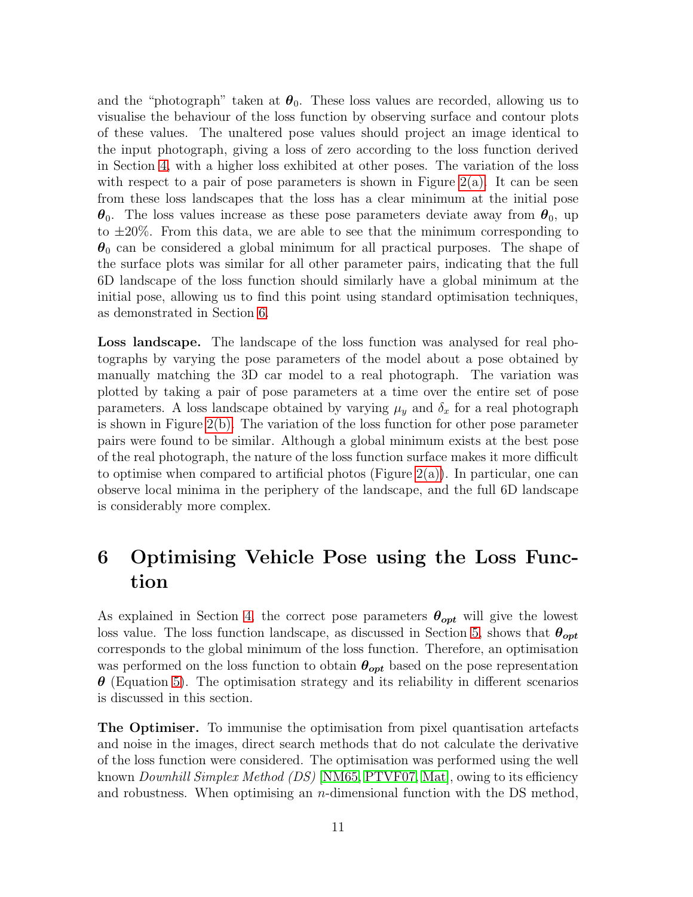and the "photograph" taken at $\boldsymbol{\theta}_0$. These loss values are recorded, allowing us to visualise the behaviour of the loss function by observing surface and contour plots of these values. The unaltered pose values should project an image identical to the input photograph, giving a loss of zero according to the loss function derived in Section 4, with a higher loss exhibited at other poses. The variation of the loss with respect to a pair of pose parameters is shown in Figure 2(a). It can be seen from these loss landscapes that the loss has a clear minimum at the initial pose $\boldsymbol{\theta}_0$. The loss values increase as these pose parameters deviate away from $\boldsymbol{\theta}_0$, up to $\pm 20\%$. From this data, we are able to see that the minimum corresponding to $\boldsymbol{\theta}_0$ can be considered a global minimum for all practical purposes. The shape of the surface plots was similar for all other parameter pairs, indicating that the full 6D landscape of the loss function should similarly have a global minimum at the initial pose, allowing us to find this point using standard optimisation techniques, as demonstrated in Section 6.

**Loss landscape.** The landscape of the loss function was analysed for real photographs by varying the pose parameters of the model about a pose obtained by manually matching the 3D car model to a real photograph. The variation was plotted by taking a pair of pose parameters at a time over the entire set of pose parameters. A loss landscape obtained by varying $\mu_y$ and $\delta_x$ for a real photograph is shown in Figure 2(b). The variation of the loss function for other pose parameter pairs were found to be similar. Although a global minimum exists at the best pose of the real photograph, the nature of the loss function surface makes it more difficult to optimise when compared to artificial photos (Figure 2(a)). In particular, one can observe local minima in the periphery of the landscape, and the full 6D landscape is considerably more complex.

# 6 Optimising Vehicle Pose using the Loss Function

As explained in Section 4, the correct pose parameters $\boldsymbol{\theta_{opt}}$ will give the lowest loss value. The loss function landscape, as discussed in Section 5, shows that $\boldsymbol{\theta_{opt}}$ corresponds to the global minimum of the loss function. Therefore, an optimisation was performed on the loss function to obtain $\boldsymbol{\theta_{opt}}$ based on the pose representation $\boldsymbol{\theta}$ (Equation 5). The optimisation strategy and its reliability in different scenarios is discussed in this section.

**The Optimiser.** To immunise the optimisation from pixel quantisation artefacts and noise in the images, direct search methods that do not calculate the derivative of the loss function were considered. The optimisation was performed using the well known *Downhill Simplex Method (DS)* [NM65, PTVF07, Mat], owing to its efficiency and robustness. When optimising an $n$-dimensional function with the DS method,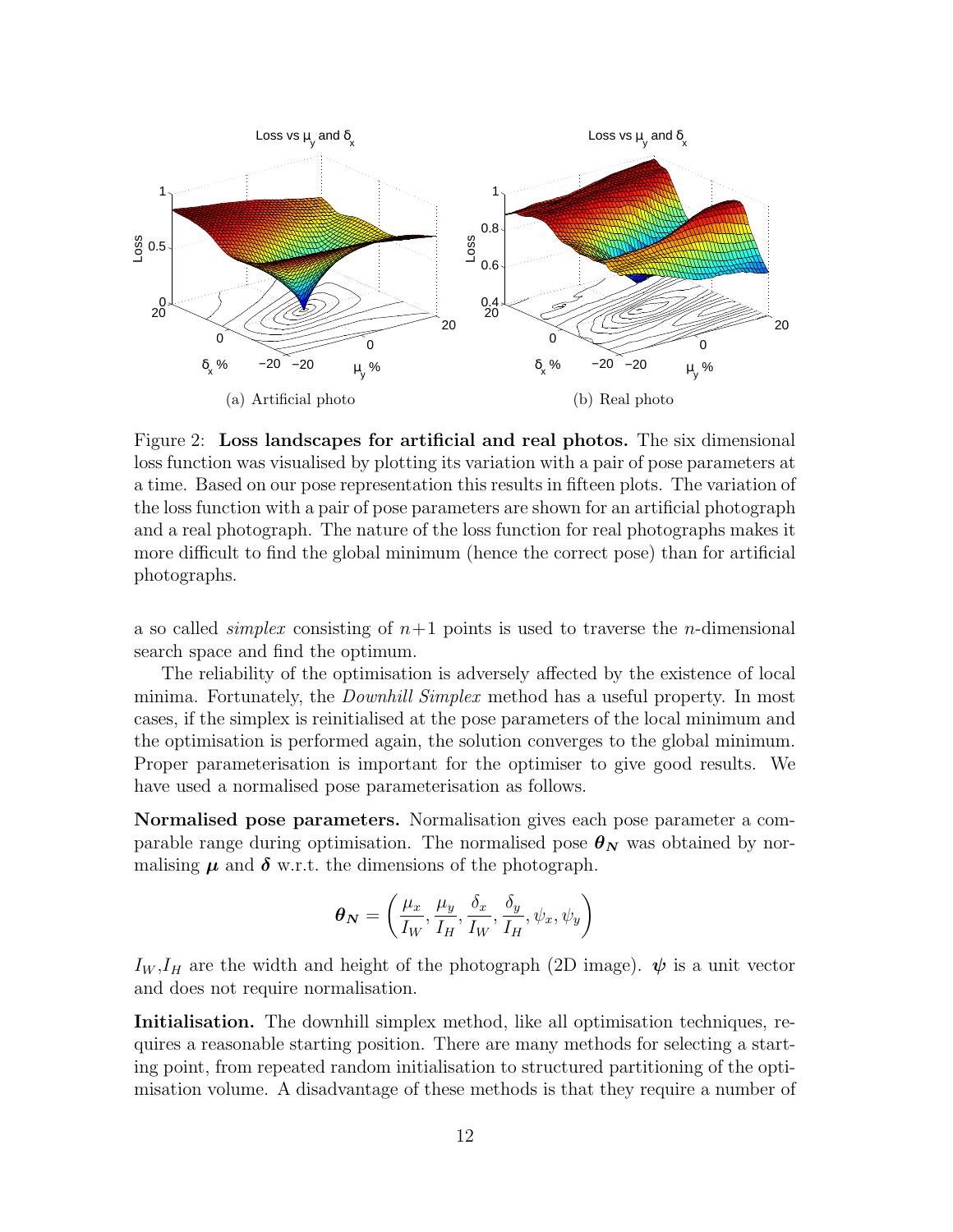(a) Artificial photo

(b) Real photo

Figure 2: **Loss landscapes for artificial and real photos.** The six dimensional loss function was visualised by plotting its variation with a pair of pose parameters at a time. Based on our pose representation this results in fifteen plots. The variation of the loss function with a pair of pose parameters are shown for an artificial photograph and a real photograph. The nature of the loss function for real photographs makes it more difficult to find the global minimum (hence the correct pose) than for artificial photographs.

a so called *simplex* consisting of $n+1$ points is used to traverse the $n$-dimensional search space and find the optimum.

The reliability of the optimisation is adversely affected by the existence of local minima. Fortunately, the *Downhill Simplex* method has a useful property. In most cases, if the simplex is reinitialised at the pose parameters of the local minimum and the optimisation is performed again, the solution converges to the global minimum. Proper parameterisation is important for the optimiser to give good results. We have used a normalised pose parameterisation as follows.

**Normalised pose parameters.** Normalisation gives each pose parameter a comparable range during optimisation. The normalised pose $\boldsymbol{\theta_N}$ was obtained by normalising $\boldsymbol{\mu}$ and $\boldsymbol{\delta}$ w.r.t. the dimensions of the photograph.

$$\boldsymbol{\theta_N} = \left( \frac{\mu_x}{I_W}, \frac{\mu_y}{I_H}, \frac{\delta_x}{I_W}, \frac{\delta_y}{I_H}, \psi_x, \psi_y \right)$$

$I_W$,$I_H$ are the width and height of the photograph (2D image). $\boldsymbol{\psi}$ is a unit vector and does not require normalisation.

**Initialisation.** The downhill simplex method, like all optimisation techniques, requires a reasonable starting position. There are many methods for selecting a starting point, from repeated random initialisation to structured partitioning of the optimisation volume. A disadvantage of these methods is that they require a number of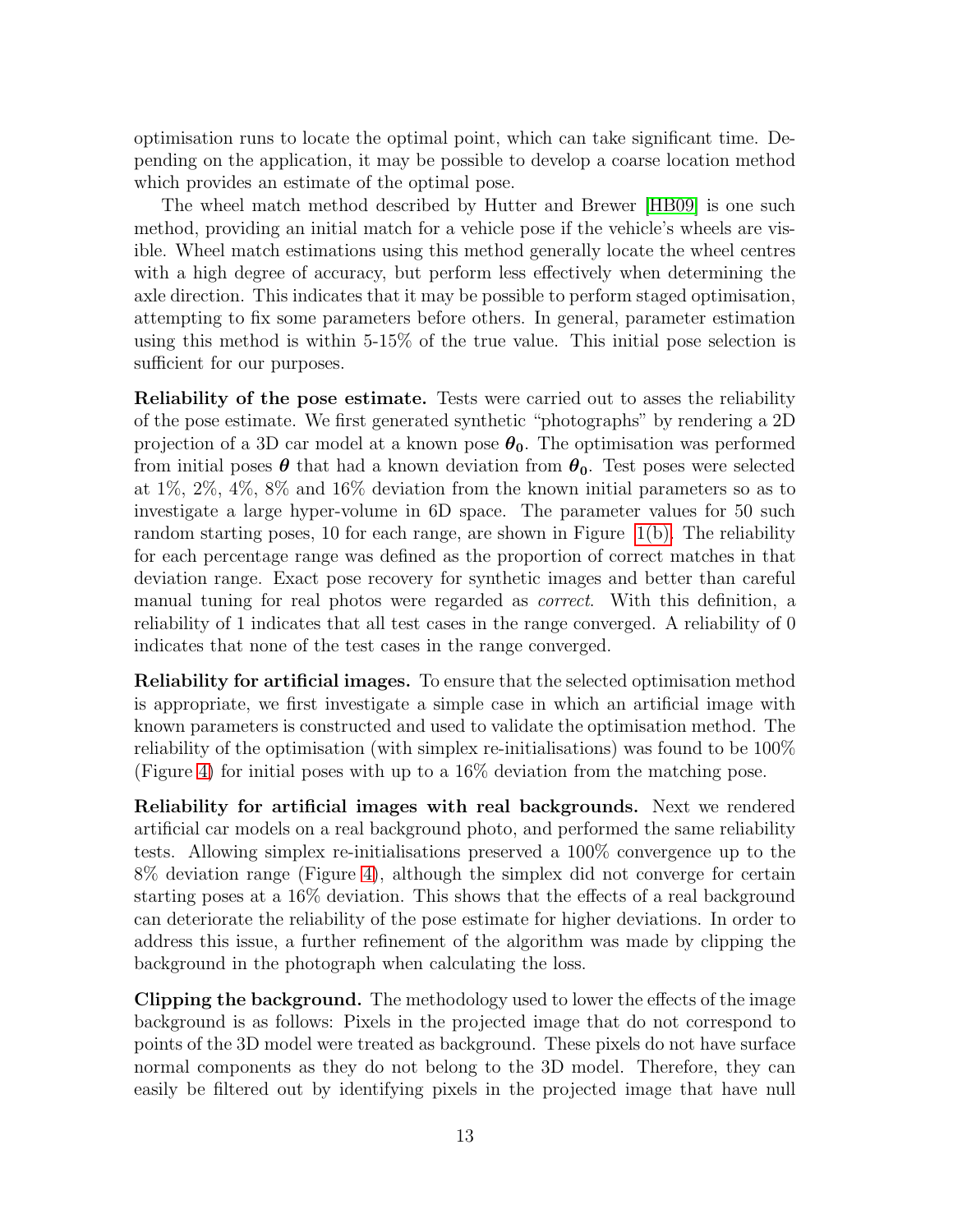optimisation runs to locate the optimal point, which can take significant time. Depending on the application, it may be possible to develop a coarse location method which provides an estimate of the optimal pose.

The wheel match method described by Hutter and Brewer [HB09] is one such method, providing an initial match for a vehicle pose if the vehicle's wheels are visible. Wheel match estimations using this method generally locate the wheel centres with a high degree of accuracy, but perform less effectively when determining the axle direction. This indicates that it may be possible to perform staged optimisation, attempting to fix some parameters before others. In general, parameter estimation using this method is within 5-15% of the true value. This initial pose selection is sufficient for our purposes.

**Reliability of the pose estimate.** Tests were carried out to asses the reliability of the pose estimate. We first generated synthetic "photographs" by rendering a 2D projection of a 3D car model at a known pose $\boldsymbol{\theta_0}$. The optimisation was performed from initial poses $\boldsymbol{\theta}$ that had a known deviation from $\boldsymbol{\theta_0}$. Test poses were selected at 1%, 2%, 4%, 8% and 16% deviation from the known initial parameters so as to investigate a large hyper-volume in 6D space. The parameter values for 50 such random starting poses, 10 for each range, are shown in Figure 1(b). The reliability for each percentage range was defined as the proportion of correct matches in that deviation range. Exact pose recovery for synthetic images and better than careful manual tuning for real photos were regarded as *correct*. With this definition, a reliability of 1 indicates that all test cases in the range converged. A reliability of 0 indicates that none of the test cases in the range converged.

**Reliability for artificial images.** To ensure that the selected optimisation method is appropriate, we first investigate a simple case in which an artificial image with known parameters is constructed and used to validate the optimisation method. The reliability of the optimisation (with simplex re-initialisations) was found to be 100% (Figure 4) for initial poses with up to a 16% deviation from the matching pose.

**Reliability for artificial images with real backgrounds.** Next we rendered artificial car models on a real background photo, and performed the same reliability tests. Allowing simplex re-initialisations preserved a 100% convergence up to the 8% deviation range (Figure 4), although the simplex did not converge for certain starting poses at a 16% deviation. This shows that the effects of a real background can deteriorate the reliability of the pose estimate for higher deviations. In order to address this issue, a further refinement of the algorithm was made by clipping the background in the photograph when calculating the loss.

**Clipping the background.** The methodology used to lower the effects of the image background is as follows: Pixels in the projected image that do not correspond to points of the 3D model were treated as background. These pixels do not have surface normal components as they do not belong to the 3D model. Therefore, they can easily be filtered out by identifying pixels in the projected image that have null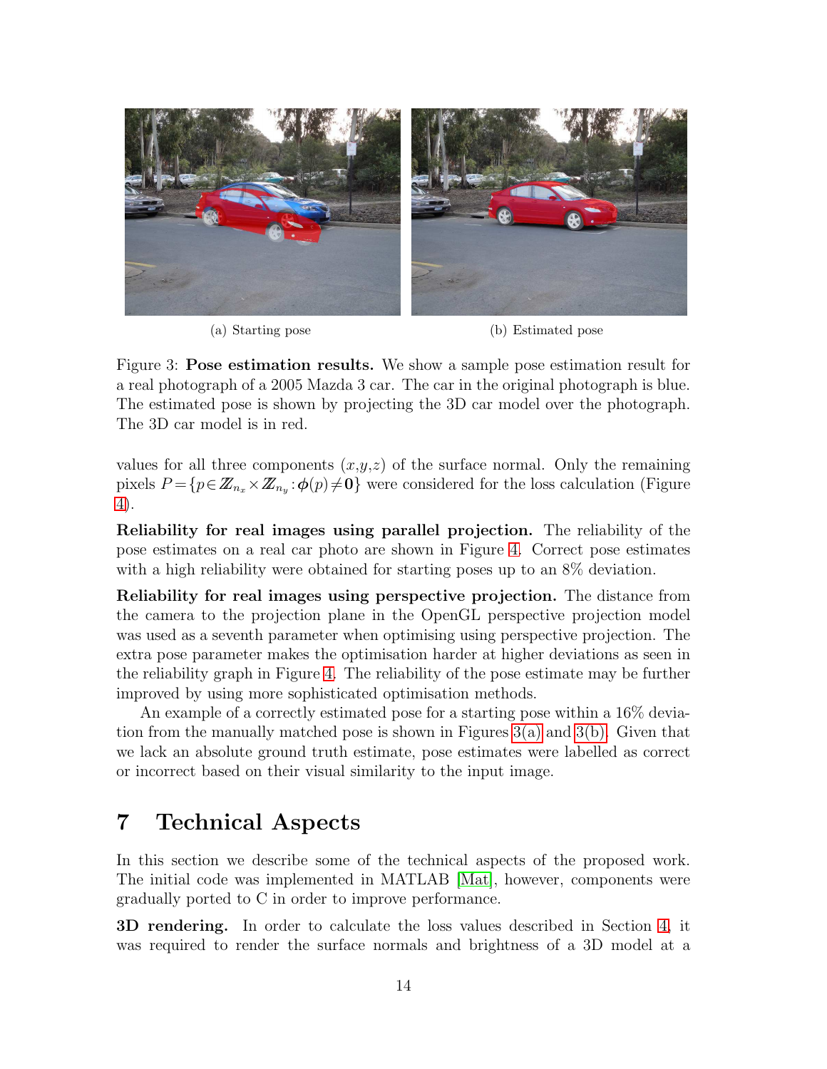(a) Starting pose

(b) Estimated pose

Figure 3: **Pose estimation results.** We show a sample pose estimation result for a real photograph of a 2005 Mazda 3 car. The car in the original photograph is blue. The estimated pose is shown by projecting the 3D car model over the photograph. The 3D car model is in red.

values for all three components $(x,y,z)$ of the surface normal. Only the remaining pixels $P = \{p \in \mathbb{Z}_{n_x} \times \mathbb{Z}_{n_y} : \boldsymbol{\phi}(p) \neq \mathbf{0}\}$ were considered for the loss calculation (Figure 4).

**Reliability for real images using parallel projection.** The reliability of the pose estimates on a real car photo are shown in Figure 4. Correct pose estimates with a high reliability were obtained for starting poses up to an 8% deviation.

**Reliability for real images using perspective projection.** The distance from the camera to the projection plane in the OpenGL perspective projection model was used as a seventh parameter when optimising using perspective projection. The extra pose parameter makes the optimisation harder at higher deviations as seen in the reliability graph in Figure 4. The reliability of the pose estimate may be further improved by using more sophisticated optimisation methods.

An example of a correctly estimated pose for a starting pose within a 16% deviation from the manually matched pose is shown in Figures 3(a) and 3(b). Given that we lack an absolute ground truth estimate, pose estimates were labelled as correct or incorrect based on their visual similarity to the input image.

# 7 Technical Aspects

In this section we describe some of the technical aspects of the proposed work. The initial code was implemented in MATLAB [Mat], however, components were gradually ported to C in order to improve performance.

**3D rendering.** In order to calculate the loss values described in Section 4, it was required to render the surface normals and brightness of a 3D model at a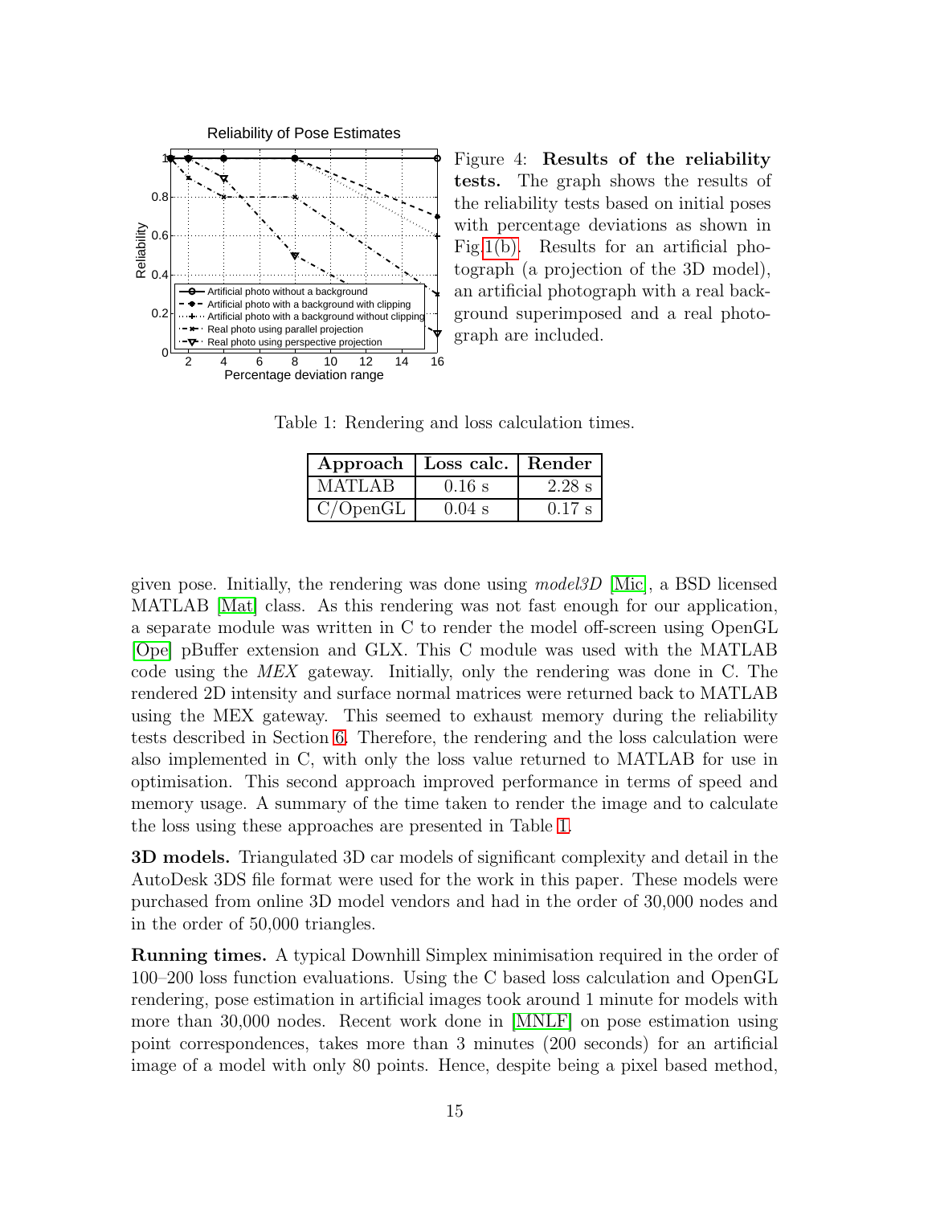Figure 4: **Results of the reliability tests.** The graph shows the results of the reliability tests based on initial poses with percentage deviations as shown in Fig.1(b). Results for an artificial photograph (a projection of the 3D model), an artificial photograph with a real background superimposed and a real photograph are included.

Table 1: Rendering and loss calculation times.

| Approach | Loss calc. | Render |
|---|---|---|
| MATLAB | 0.16 s | 2.28 s |
| C/OpenGL | 0.04 s | 0.17 s |

given pose. Initially, the rendering was done using *model3D* [Mic], a BSD licensed MATLAB [Mat] class. As this rendering was not fast enough for our application, a separate module was written in C to render the model off-screen using OpenGL [Ope] pBuffer extension and GLX. This C module was used with the MATLAB code using the *MEX* gateway. Initially, only the rendering was done in C. The rendered 2D intensity and surface normal matrices were returned back to MATLAB using the MEX gateway. This seemed to exhaust memory during the reliability tests described in Section 6. Therefore, the rendering and the loss calculation were also implemented in C, with only the loss value returned to MATLAB for use in optimisation. This second approach improved performance in terms of speed and memory usage. A summary of the time taken to render the image and to calculate the loss using these approaches are presented in Table 1.

**3D models.** Triangulated 3D car models of significant complexity and detail in the AutoDesk 3DS file format were used for the work in this paper. These models were purchased from online 3D model vendors and had in the order of 30,000 nodes and in the order of 50,000 triangles.

**Running times.** A typical Downhill Simplex minimisation required in the order of 100–200 loss function evaluations. Using the C based loss calculation and OpenGL rendering, pose estimation in artificial images took around 1 minute for models with more than 30,000 nodes. Recent work done in [MNLF] on pose estimation using point correspondences, takes more than 3 minutes (200 seconds) for an artificial image of a model with only 80 points. Hence, despite being a pixel based method,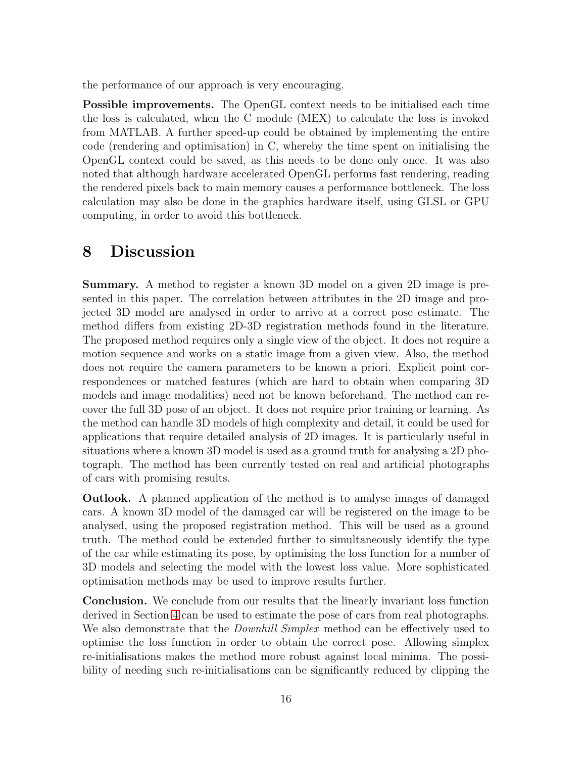the performance of our approach is very encouraging.

**Possible improvements.** The OpenGL context needs to be initialised each time the loss is calculated, when the C module (MEX) to calculate the loss is invoked from MATLAB. A further speed-up could be obtained by implementing the entire code (rendering and optimisation) in C, whereby the time spent on initialising the OpenGL context could be saved, as this needs to be done only once. It was also noted that although hardware accelerated OpenGL performs fast rendering, reading the rendered pixels back to main memory causes a performance bottleneck. The loss calculation may also be done in the graphics hardware itself, using GLSL or GPU computing, in order to avoid this bottleneck.

# 8 Discussion

**Summary.** A method to register a known 3D model on a given 2D image is presented in this paper. The correlation between attributes in the 2D image and projected 3D model are analysed in order to arrive at a correct pose estimate. The method differs from existing 2D-3D registration methods found in the literature. The proposed method requires only a single view of the object. It does not require a motion sequence and works on a static image from a given view. Also, the method does not require the camera parameters to be known a priori. Explicit point correspondences or matched features (which are hard to obtain when comparing 3D models and image modalities) need not be known beforehand. The method can recover the full 3D pose of an object. It does not require prior training or learning. As the method can handle 3D models of high complexity and detail, it could be used for applications that require detailed analysis of 2D images. It is particularly useful in situations where a known 3D model is used as a ground truth for analysing a 2D photograph. The method has been currently tested on real and artificial photographs of cars with promising results.

**Outlook.** A planned application of the method is to analyse images of damaged cars. A known 3D model of the damaged car will be registered on the image to be analysed, using the proposed registration method. This will be used as a ground truth. The method could be extended further to simultaneously identify the type of the car while estimating its pose, by optimising the loss function for a number of 3D models and selecting the model with the lowest loss value. More sophisticated optimisation methods may be used to improve results further.

**Conclusion.** We conclude from our results that the linearly invariant loss function derived in Section 4 can be used to estimate the pose of cars from real photographs. We also demonstrate that the *Downhill Simplex* method can be effectively used to optimise the loss function in order to obtain the correct pose. Allowing simplex re-initialisations makes the method more robust against local minima. The possibility of needing such re-initialisations can be significantly reduced by clipping the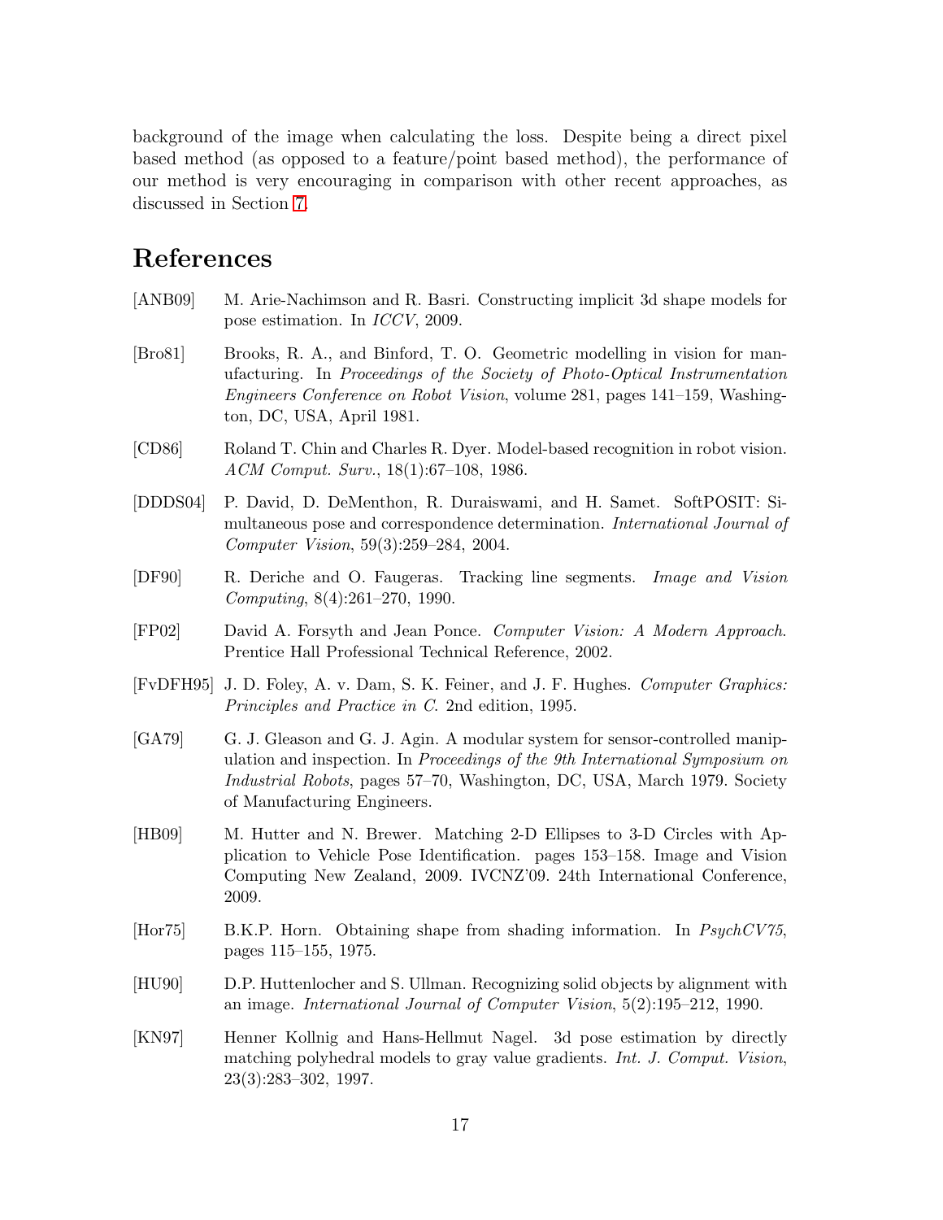background of the image when calculating the loss. Despite being a direct pixel based method (as opposed to a feature/point based method), the performance of our method is very encouraging in comparison with other recent approaches, as discussed in Section 7.

# References

[ANB09] M. Arie-Nachimson and R. Basri. Constructing implicit 3d shape models for pose estimation. In *ICCV*, 2009.

[Bro81] Brooks, R. A., and Binford, T. O. Geometric modelling in vision for manufacturing. In *Proceedings of the Society of Photo-Optical Instrumentation Engineers Conference on Robot Vision*, volume 281, pages 141–159, Washington, DC, USA, April 1981.

[CD86] Roland T. Chin and Charles R. Dyer. Model-based recognition in robot vision. *ACM Comput. Surv.*, 18(1):67–108, 1986.

[DDDS04] P. David, D. DeMenthon, R. Duraiswami, and H. Samet. SoftPOSIT: Simultaneous pose and correspondence determination. *International Journal of Computer Vision*, 59(3):259–284, 2004.

[DF90] R. Deriche and O. Faugeras. Tracking line segments. *Image and Vision Computing*, 8(4):261–270, 1990.

[FP02] David A. Forsyth and Jean Ponce. *Computer Vision: A Modern Approach*. Prentice Hall Professional Technical Reference, 2002.

[FvDFH95] J. D. Foley, A. v. Dam, S. K. Feiner, and J. F. Hughes. *Computer Graphics: Principles and Practice in C*. 2nd edition, 1995.

[GA79] G. J. Gleason and G. J. Agin. A modular system for sensor-controlled manipulation and inspection. In *Proceedings of the 9th International Symposium on Industrial Robots*, pages 57–70, Washington, DC, USA, March 1979. Society of Manufacturing Engineers.

[HB09] M. Hutter and N. Brewer. Matching 2-D Ellipses to 3-D Circles with Application to Vehicle Pose Identification. pages 153–158. Image and Vision Computing New Zealand, 2009. IVCNZ'09. 24th International Conference, 2009.

[Hor75] B.K.P. Horn. Obtaining shape from shading information. In *PsychCV75*, pages 115–155, 1975.

[HU90] D.P. Huttenlocher and S. Ullman. Recognizing solid objects by alignment with an image. *International Journal of Computer Vision*, 5(2):195–212, 1990.

[KN97] Henner Kollnig and Hans-Hellmut Nagel. 3d pose estimation by directly matching polyhedral models to gray value gradients. *Int. J. Comput. Vision*, 23(3):283–302, 1997.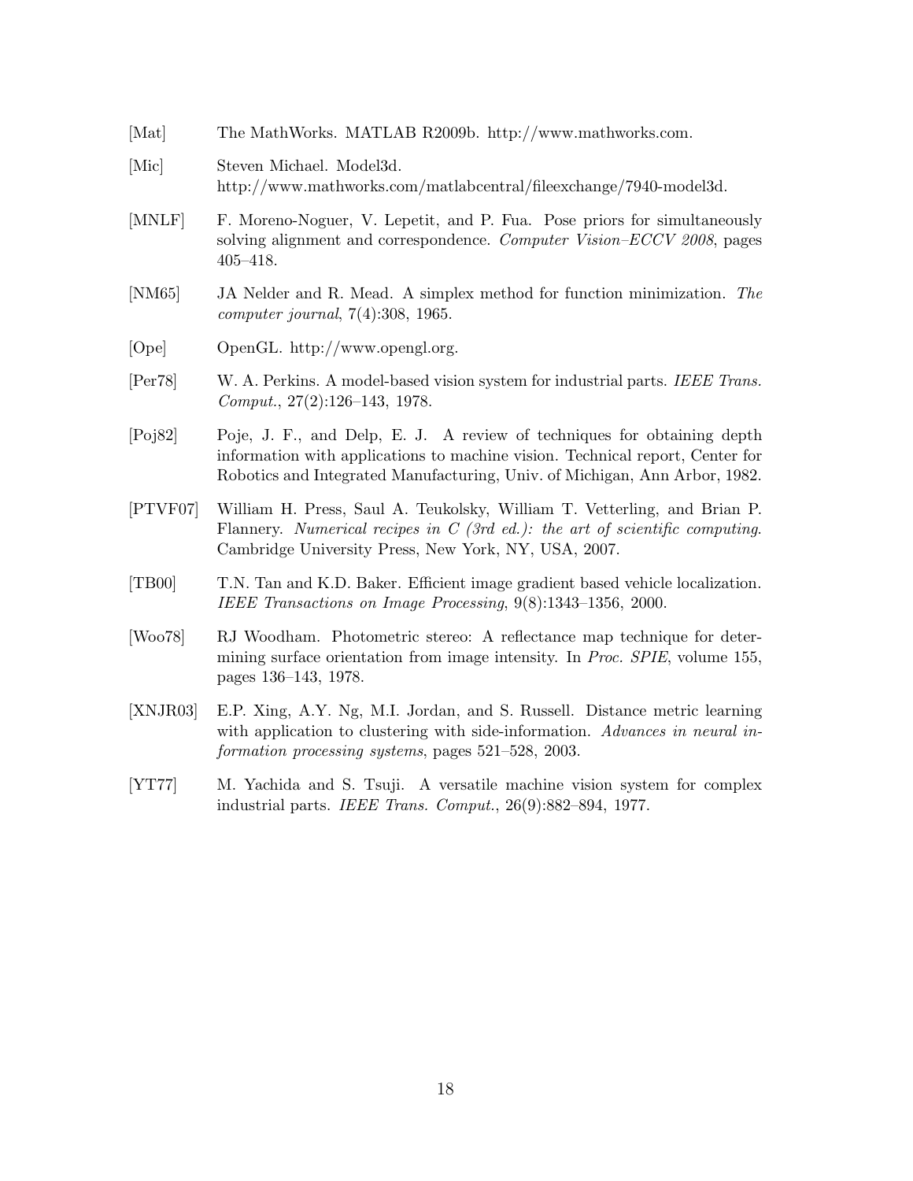[Mat] The MathWorks. MATLAB R2009b. http://www.mathworks.com.

[Mic] Steven Michael. Model3d. http://www.mathworks.com/matlabcentral/fileexchange/7940-model3d.

[MNLF] F. Moreno-Noguer, V. Lepetit, and P. Fua. Pose priors for simultaneously solving alignment and correspondence. *Computer Vision–ECCV 2008*, pages 405–418.

[NM65] JA Nelder and R. Mead. A simplex method for function minimization. *The computer journal*, 7(4):308, 1965.

[Ope] OpenGL. http://www.opengl.org.

[Per78] W. A. Perkins. A model-based vision system for industrial parts. *IEEE Trans. Comput.*, 27(2):126–143, 1978.

[Poj82] Poje, J. F., and Delp, E. J. A review of techniques for obtaining depth information with applications to machine vision. Technical report, Center for Robotics and Integrated Manufacturing, Univ. of Michigan, Ann Arbor, 1982.

[PTVF07] William H. Press, Saul A. Teukolsky, William T. Vetterling, and Brian P. Flannery. *Numerical recipes in C (3rd ed.): the art of scientific computing*. Cambridge University Press, New York, NY, USA, 2007.

[TB00] T.N. Tan and K.D. Baker. Efficient image gradient based vehicle localization. *IEEE Transactions on Image Processing*, 9(8):1343–1356, 2000.

[Woo78] RJ Woodham. Photometric stereo: A reflectance map technique for determining surface orientation from image intensity. In *Proc. SPIE*, volume 155, pages 136–143, 1978.

[XNJR03] E.P. Xing, A.Y. Ng, M.I. Jordan, and S. Russell. Distance metric learning with application to clustering with side-information. *Advances in neural information processing systems*, pages 521–528, 2003.

[YT77] M. Yachida and S. Tsuji. A versatile machine vision system for complex industrial parts. *IEEE Trans. Comput.*, 26(9):882–894, 1977.